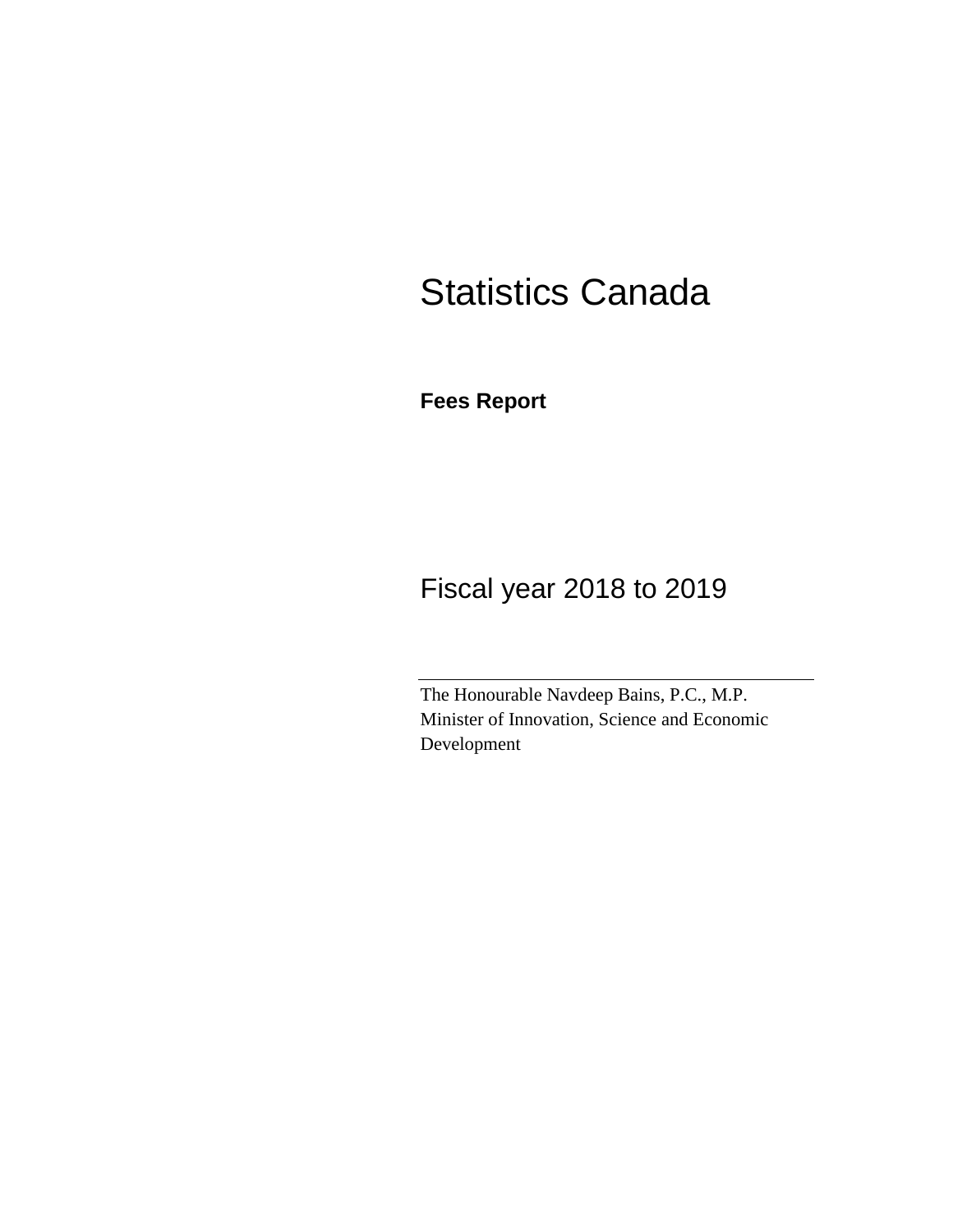# Statistics Canada

**Fees Report**

## Fiscal year 2018 to 2019

---

The Honourable Navdeep Bains, P.C., M.P.
Minister of Innovation, Science and Economic Development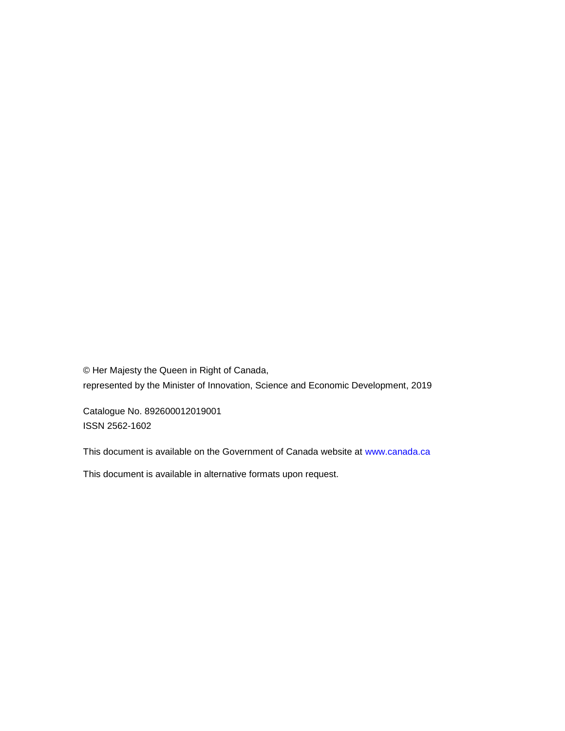© Her Majesty the Queen in Right of Canada,
represented by the Minister of Innovation, Science and Economic Development, 2019

Catalogue No. 892600012019001
ISSN 2562-1602

This document is available on the Government of Canada website at www.canada.ca

This document is available in alternative formats upon request.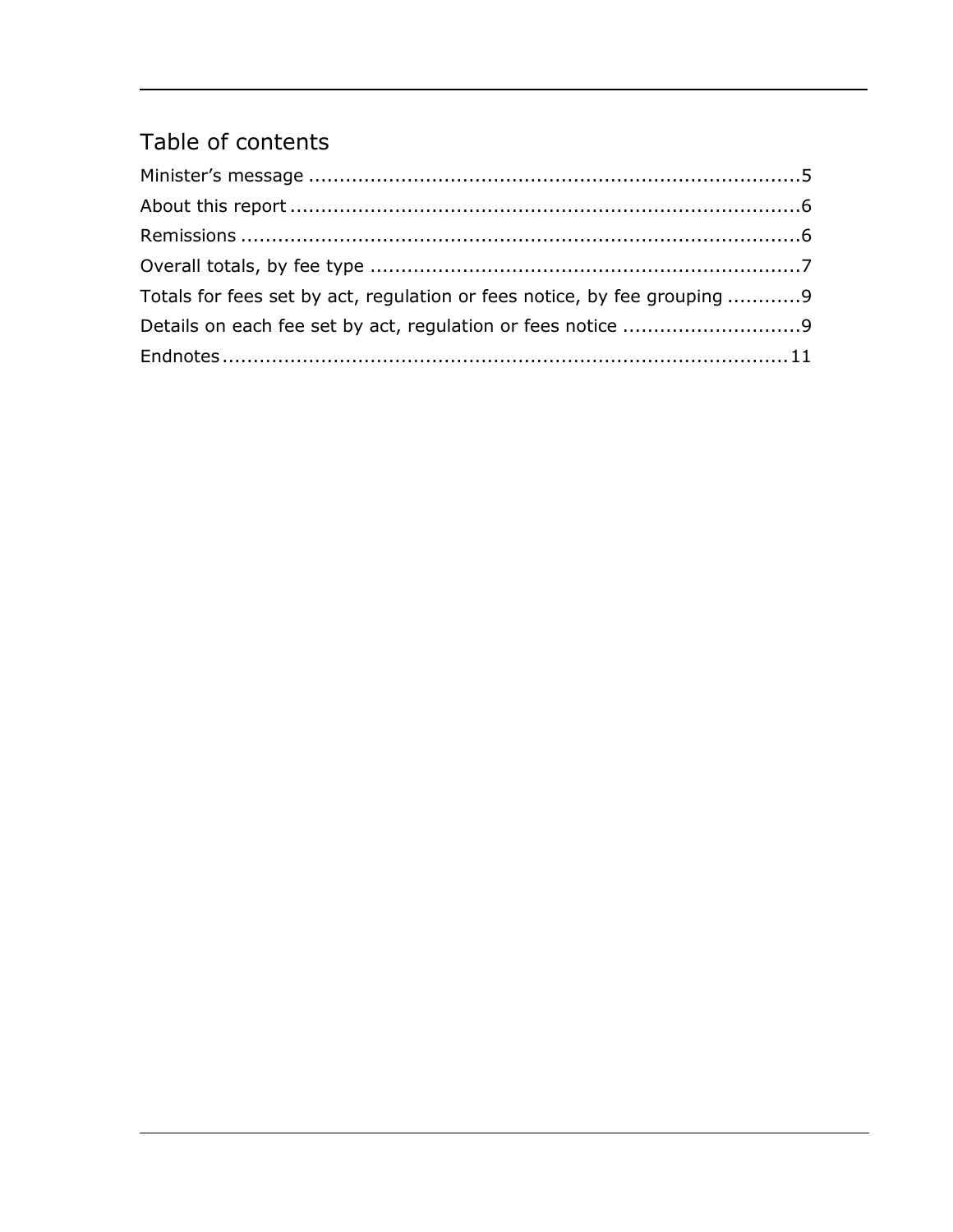## Table of contents

Minister’s message ............................................................................5

About this report ...............................................................................6

Remissions .......................................................................................6

Overall totals, by fee type ..................................................................7

Totals for fees set by act, regulation or fees notice, by fee grouping ...........9

Details on each fee set by act, regulation or fees notice ............................9

Endnotes .........................................................................................11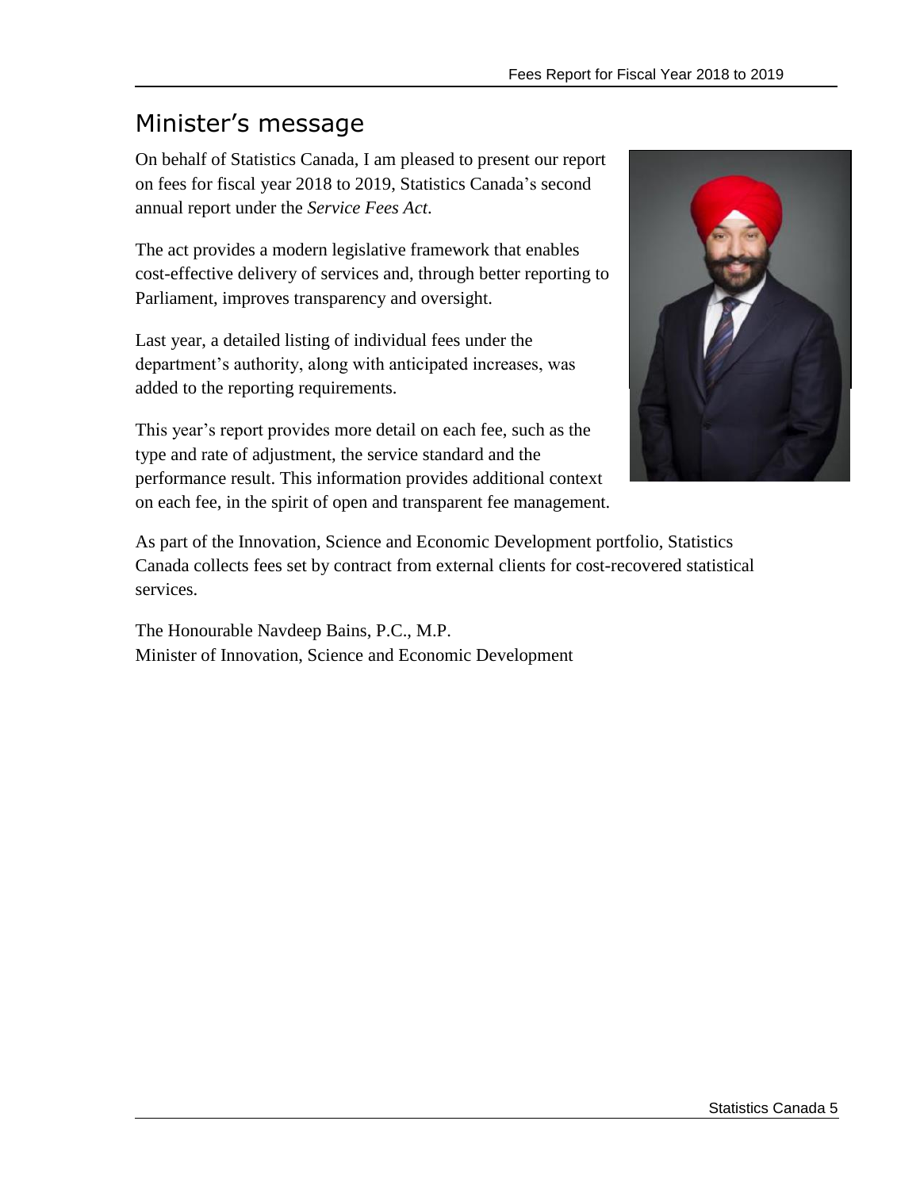# Minister's message

On behalf of Statistics Canada, I am pleased to present our report on fees for fiscal year 2018 to 2019, Statistics Canada's second annual report under the *Service Fees Act*.

The act provides a modern legislative framework that enables cost-effective delivery of services and, through better reporting to Parliament, improves transparency and oversight.

Last year, a detailed listing of individual fees under the department's authority, along with anticipated increases, was added to the reporting requirements.

This year's report provides more detail on each fee, such as the type and rate of adjustment, the service standard and the performance result. This information provides additional context on each fee, in the spirit of open and transparent fee management.

As part of the Innovation, Science and Economic Development portfolio, Statistics Canada collects fees set by contract from external clients for cost-recovered statistical services.

The Honourable Navdeep Bains, P.C., M.P.
Minister of Innovation, Science and Economic Development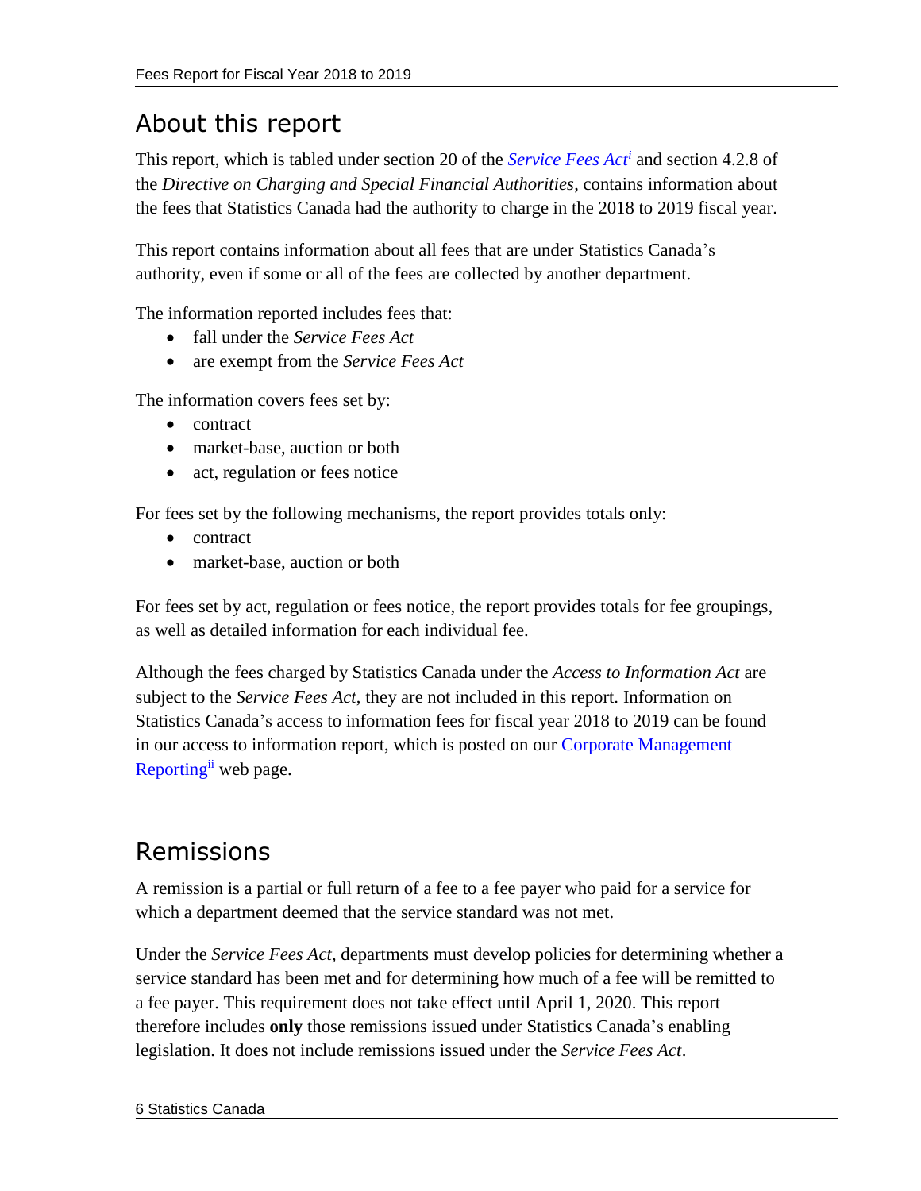## About this report

This report, which is tabled under section 20 of the *Service Fees Act*[i] and section 4.2.8 of the *Directive on Charging and Special Financial Authorities*, contains information about the fees that Statistics Canada had the authority to charge in the 2018 to 2019 fiscal year.

This report contains information about all fees that are under Statistics Canada's authority, even if some or all of the fees are collected by another department.

The information reported includes fees that:

- fall under the *Service Fees Act*
- are exempt from the *Service Fees Act*

The information covers fees set by:

- contract
- market-base, auction or both
- act, regulation or fees notice

For fees set by the following mechanisms, the report provides totals only:

- contract
- market-base, auction or both

For fees set by act, regulation or fees notice, the report provides totals for fee groupings, as well as detailed information for each individual fee.

Although the fees charged by Statistics Canada under the *Access to Information Act* are subject to the *Service Fees Act*, they are not included in this report. Information on Statistics Canada's access to information fees for fiscal year 2018 to 2019 can be found in our access to information report, which is posted on our Corporate Management Reporting[ii] web page.

## Remissions

A remission is a partial or full return of a fee to a fee payer who paid for a service for which a department deemed that the service standard was not met.

Under the *Service Fees Act*, departments must develop policies for determining whether a service standard has been met and for determining how much of a fee will be remitted to a fee payer. This requirement does not take effect until April 1, 2020. This report therefore includes **only** those remissions issued under Statistics Canada's enabling legislation. It does not include remissions issued under the *Service Fees Act*.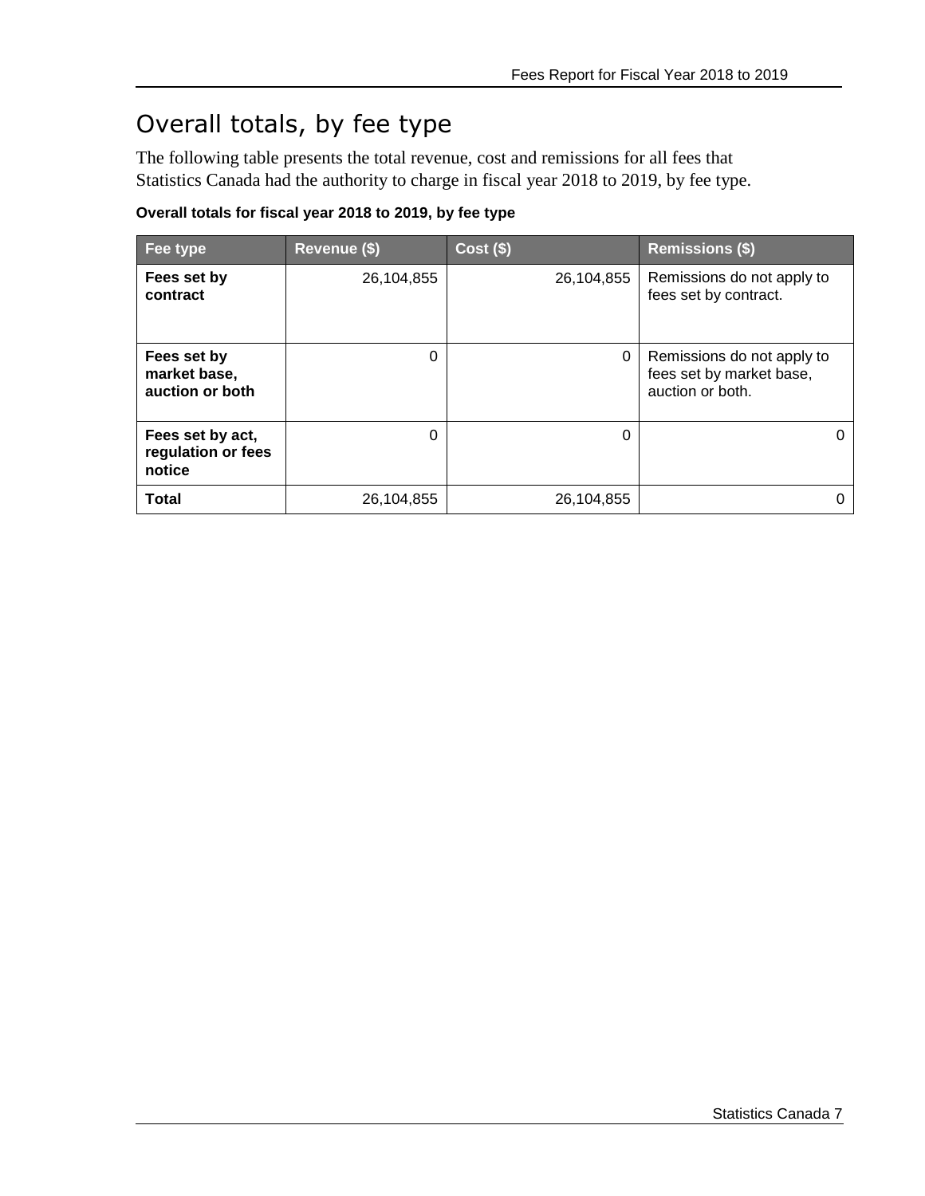# Overall totals, by fee type

The following table presents the total revenue, cost and remissions for all fees that Statistics Canada had the authority to charge in fiscal year 2018 to 2019, by fee type.

**Overall totals for fiscal year 2018 to 2019, by fee type**

| Fee type | Revenue ($) | Cost ($) | Remissions ($) |
|---|---|---|---|
| **Fees set by contract** | 26,104,855 | 26,104,855 | Remissions do not apply to fees set by contract. |
| **Fees set by market base, auction or both** | 0 | 0 | Remissions do not apply to fees set by market base, auction or both. |
| **Fees set by act, regulation or fees notice** | 0 | 0 | 0 |
| **Total** | 26,104,855 | 26,104,855 | 0 |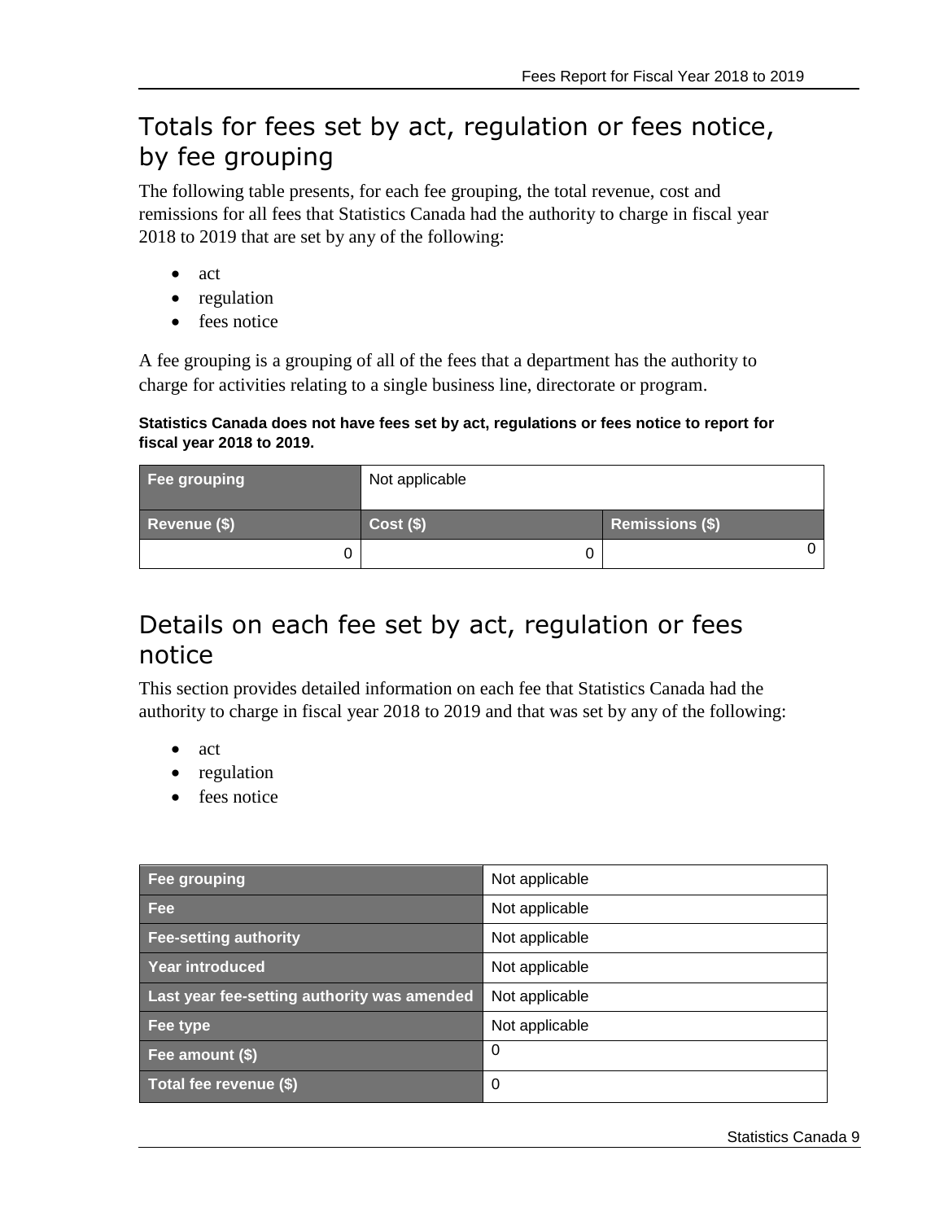## Totals for fees set by act, regulation or fees notice, by fee grouping

The following table presents, for each fee grouping, the total revenue, cost and remissions for all fees that Statistics Canada had the authority to charge in fiscal year 2018 to 2019 that are set by any of the following:

- act
- regulation
- fees notice

A fee grouping is a grouping of all of the fees that a department has the authority to charge for activities relating to a single business line, directorate or program.

**Statistics Canada does not have fees set by act, regulations or fees notice to report for fiscal year 2018 to 2019.**

| Fee grouping | Not applicable | |
|---|---|---|
| **Revenue ($)** | **Cost ($)** | **Remissions ($)** |
| 0 | 0 | 0 |

## Details on each fee set by act, regulation or fees notice

This section provides detailed information on each fee that Statistics Canada had the authority to charge in fiscal year 2018 to 2019 and that was set by any of the following:

- act
- regulation
- fees notice

| Fee grouping | Not applicable |
|---|---|
| Fee | Not applicable |
| Fee-setting authority | Not applicable |
| Year introduced | Not applicable |
| Last year fee-setting authority was amended | Not applicable |
| Fee type | Not applicable |
| Fee amount ($) | 0 |
| Total fee revenue ($) | 0 |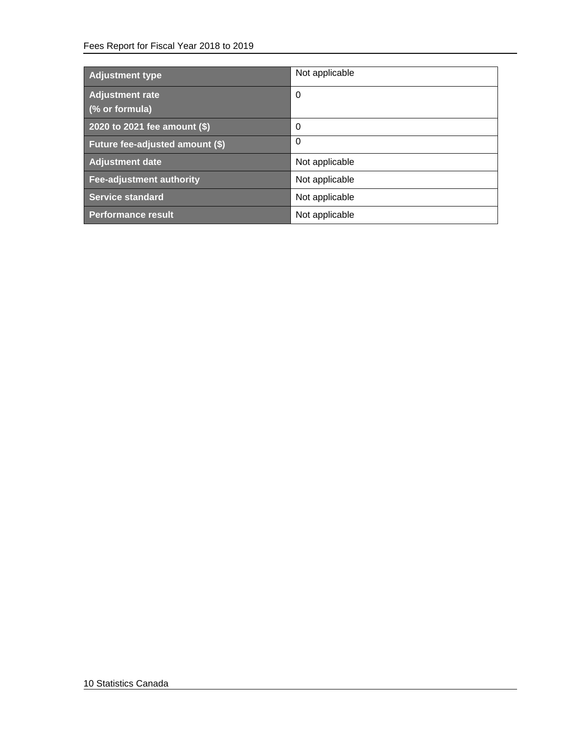| Adjustment type | Not applicable |
|---|---|
| Adjustment rate (% or formula) | 0 |
| 2020 to 2021 fee amount ($) | 0 |
| Future fee-adjusted amount ($) | 0 |
| Adjustment date | Not applicable |
| Fee-adjustment authority | Not applicable |
| Service standard | Not applicable |
| Performance result | Not applicable |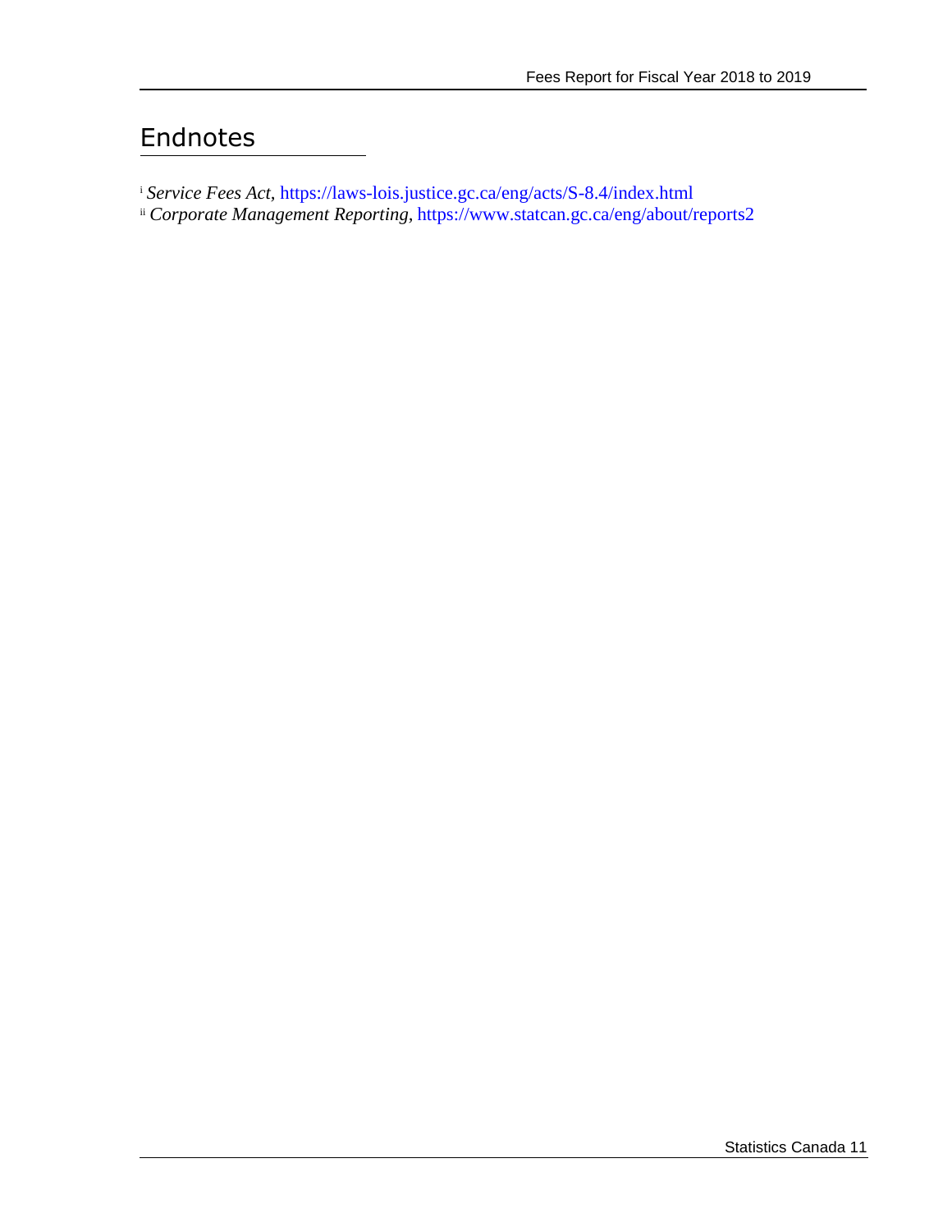## Endnotes

[i] *Service Fees Act*, https://laws-lois.justice.gc.ca/eng/acts/S-8.4/index.html
[ii] *Corporate Management Reporting*, https://www.statcan.gc.ca/eng/about/reports2